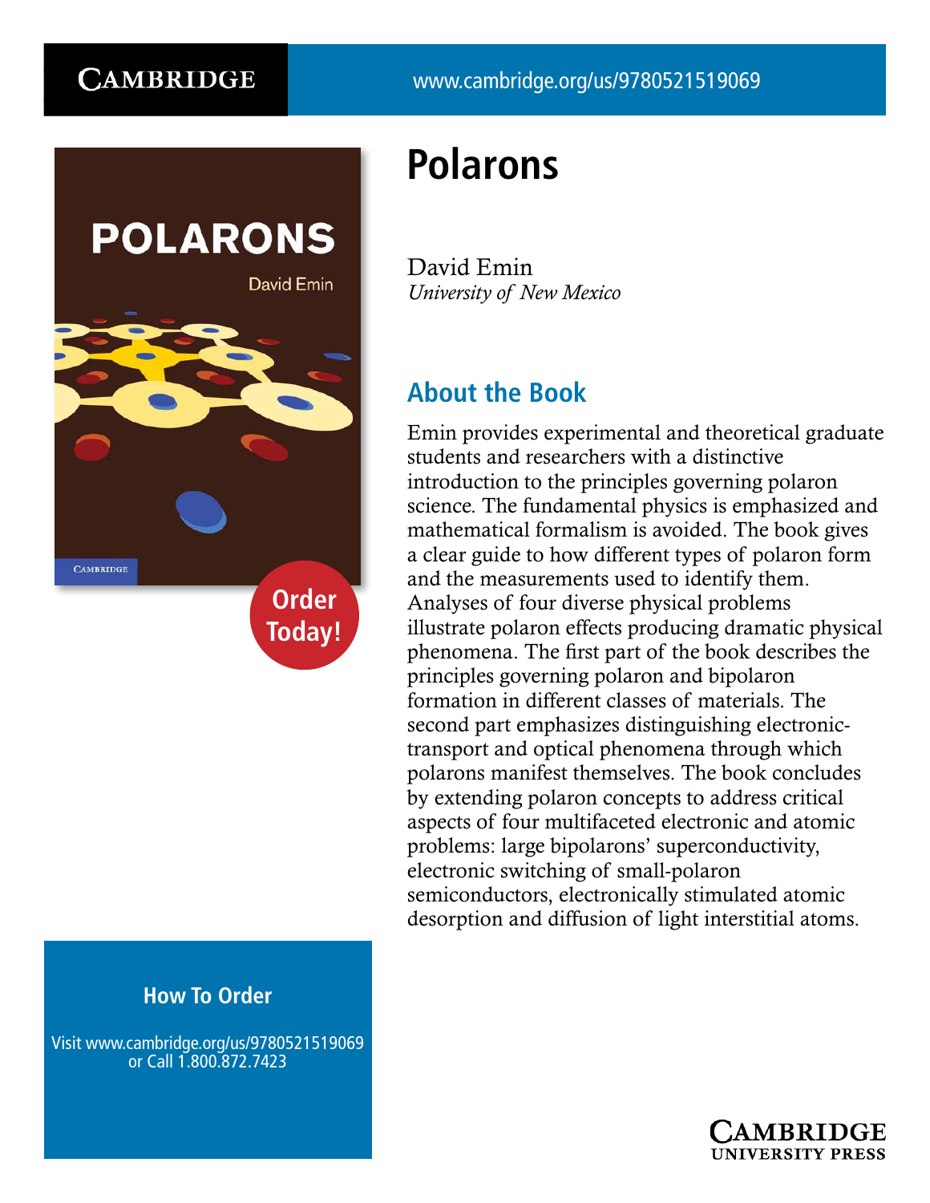CAMBRIDGE

www.cambridge.org/us/9780521519069

POLARONS

David Emin

CAMBRIDGE

Order Today!

# Polarons

David Emin
*University of New Mexico*

## About the Book

Emin provides experimental and theoretical graduate students and researchers with a distinctive introduction to the principles governing polaron science. The fundamental physics is emphasized and mathematical formalism is avoided. The book gives a clear guide to how different types of polaron form and the measurements used to identify them. Analyses of four diverse physical problems illustrate polaron effects producing dramatic physical phenomena. The first part of the book describes the principles governing polaron and bipolaron formation in different classes of materials. The second part emphasizes distinguishing electronic-transport and optical phenomena through which polarons manifest themselves. The book concludes by extending polaron concepts to address critical aspects of four multifaceted electronic and atomic problems: large bipolarons' superconductivity, electronic switching of small-polaron semiconductors, electronically stimulated atomic desorption and diffusion of light interstitial atoms.

### How To Order

Visit www.cambridge.org/us/9780521519069
or Call 1.800.872.7423

CAMBRIDGE
UNIVERSITY PRESS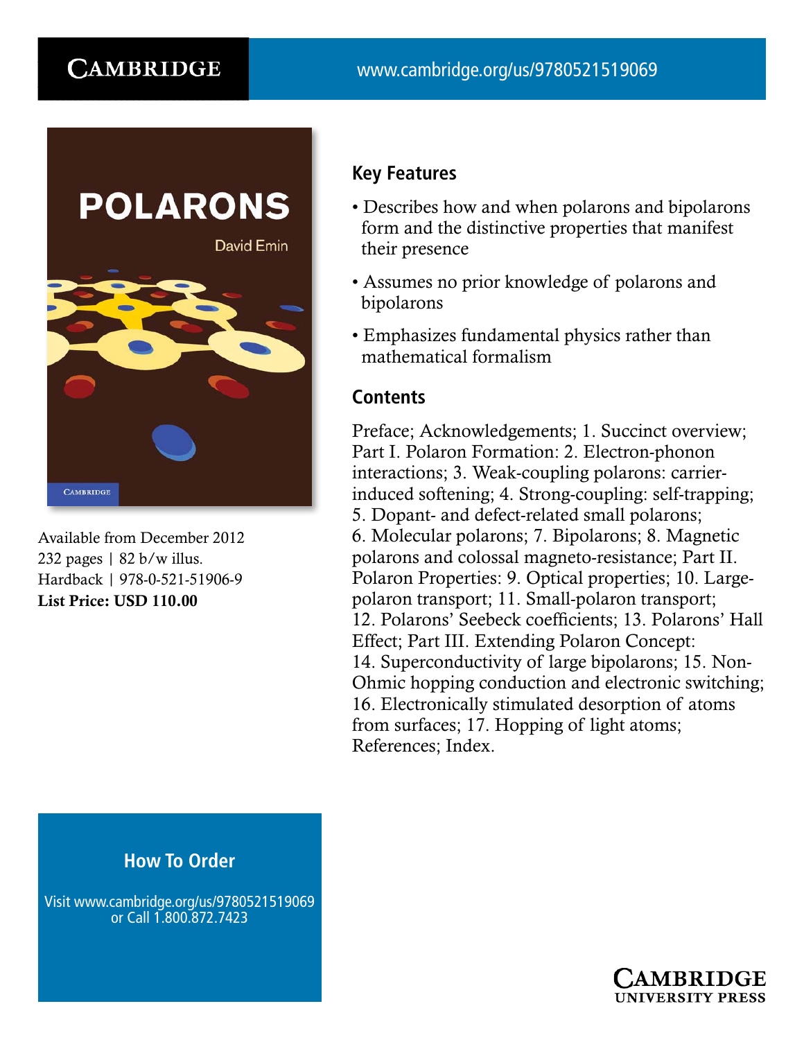CAMBRIDGE

www.cambridge.org/us/9780521519069

POLARONS

David Emin

Available from December 2012
232 pages | 82 b/w illus.
Hardback | 978-0-521-51906-9
**List Price: USD 110.00**

## Key Features

- Describes how and when polarons and bipolarons form and the distinctive properties that manifest their presence
- Assumes no prior knowledge of polarons and bipolarons
- Emphasizes fundamental physics rather than mathematical formalism

## Contents

Preface; Acknowledgements; 1. Succinct overview; Part I. Polaron Formation: 2. Electron-phonon interactions; 3. Weak-coupling polarons: carrier-induced softening; 4. Strong-coupling: self-trapping; 5. Dopant- and defect-related small polarons; 6. Molecular polarons; 7. Bipolarons; 8. Magnetic polarons and colossal magneto-resistance; Part II. Polaron Properties: 9. Optical properties; 10. Large-polaron transport; 11. Small-polaron transport; 12. Polarons' Seebeck coefficients; 13. Polarons' Hall Effect; Part III. Extending Polaron Concept: 14. Superconductivity of large bipolarons; 15. Non-Ohmic hopping conduction and electronic switching; 16. Electronically stimulated desorption of atoms from surfaces; 17. Hopping of light atoms; References; Index.

## How To Order

Visit www.cambridge.org/us/9780521519069
or Call 1.800.872.7423

CAMBRIDGE
UNIVERSITY PRESS